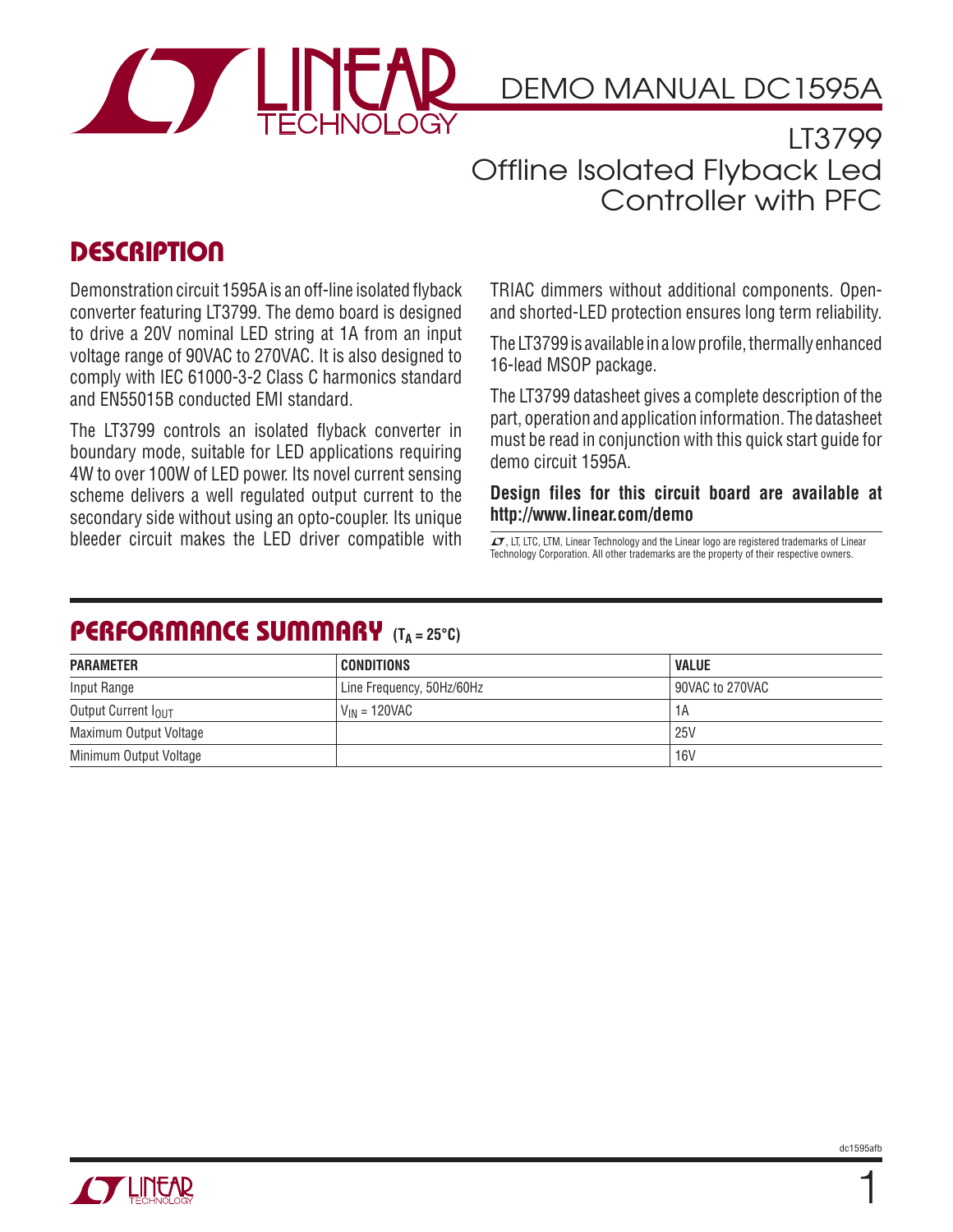# DEMO MANUAL DC1595A

## LT3799 Offline Isolated Flyback Led Controller with PFC

## DESCRIPTION

Demonstration circuit 1595A is an off-line isolated flyback converter featuring LT3799. The demo board is designed to drive a 20V nominal LED string at 1A from an input voltage range of 90VAC to 270VAC. It is also designed to comply with IEC 61000-3-2 Class C harmonics standard and EN55015B conducted EMI standard.

The LT3799 controls an isolated flyback converter in boundary mode, suitable for LED applications requiring 4W to over 100W of LED power. Its novel current sensing scheme delivers a well regulated output current to the secondary side without using an opto-coupler. Its unique bleeder circuit makes the LED driver compatible with TRIAC dimmers without additional components. Open- and shorted-LED protection ensures long term reliability.

The LT3799 is available in a low profile, thermally enhanced 16-lead MSOP package.

The LT3799 datasheet gives a complete description of the part, operation and application information. The datasheet must be read in conjunction with this quick start guide for demo circuit 1595A.

**Design files for this circuit board are available at http://www.linear.com/demo**

LT, LTC, LTM, Linear Technology and the Linear logo are registered trademarks of Linear Technology Corporation. All other trademarks are the property of their respective owners.

## PERFORMANCE SUMMARY ($T_A = 25°C$)

| PARAMETER | CONDITIONS | VALUE |
|---|---|---|
| Input Range | Line Frequency, 50Hz/60Hz | 90VAC to 270VAC |
| Output Current $I_{OUT}$ | $V_{IN}$ = 120VAC | 1A |
| Maximum Output Voltage | | 25V |
| Minimum Output Voltage | | 16V |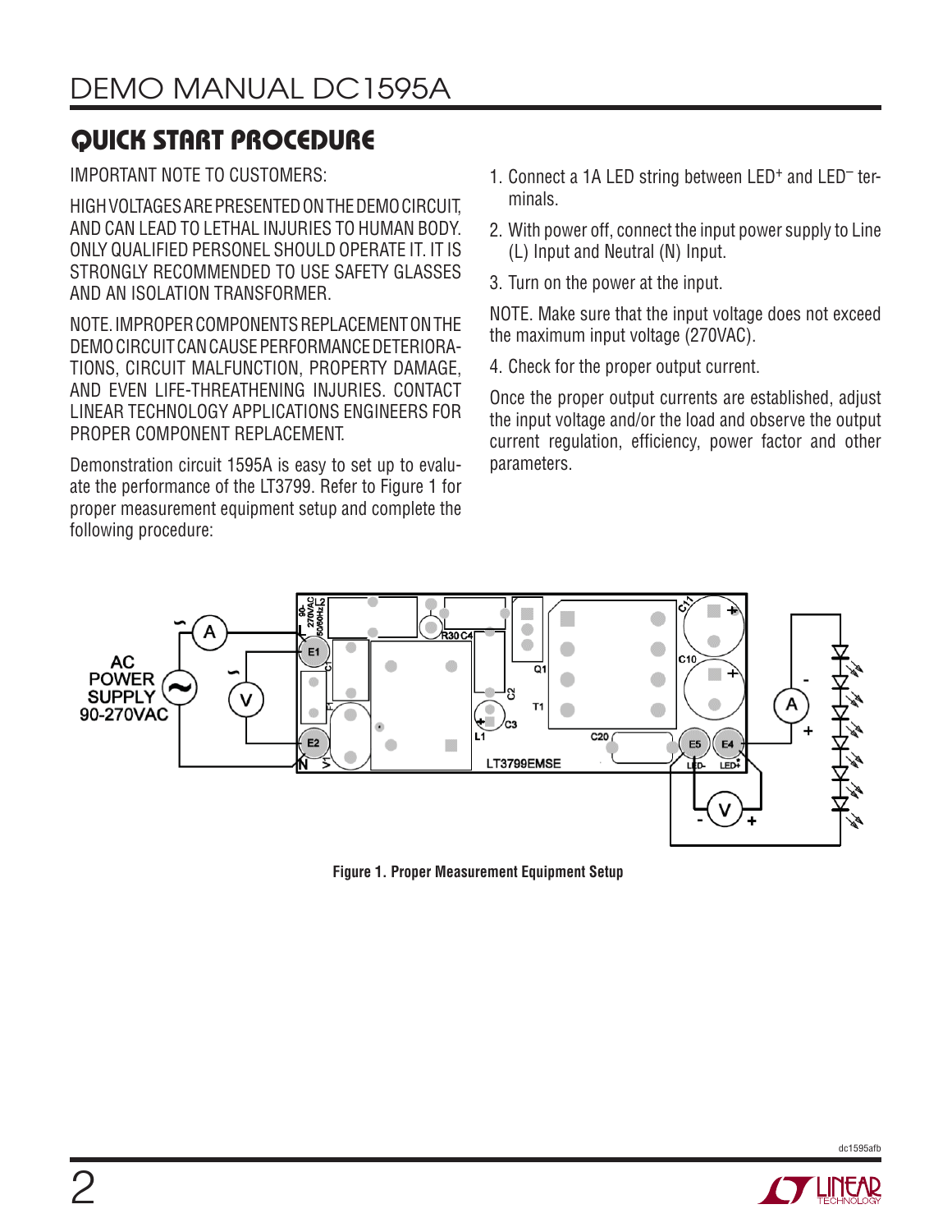## QUICK START PROCEDURE

IMPORTANT NOTE TO CUSTOMERS:

HIGH VOLTAGES ARE PRESENTED ON THE DEMO CIRCUIT, AND CAN LEAD TO LETHAL INJURIES TO HUMAN BODY. ONLY QUALIFIED PERSONEL SHOULD OPERATE IT. IT IS STRONGLY RECOMMENDED TO USE SAFETY GLASSES AND AN ISOLATION TRANSFORMER.

NOTE. IMPROPER COMPONENTS REPLACEMENT ON THE DEMO CIRCUIT CAN CAUSE PERFORMANCE DETERIORATIONS, CIRCUIT MALFUNCTION, PROPERTY DAMAGE, AND EVEN LIFE-THREATHENING INJURIES. CONTACT LINEAR TECHNOLOGY APPLICATIONS ENGINEERS FOR PROPER COMPONENT REPLACEMENT.

Demonstration circuit 1595A is easy to set up to evaluate the performance of the LT3799. Refer to Figure 1 for proper measurement equipment setup and complete the following procedure:

1. Connect a 1A LED string between $LED^+$ and $LED^-$ terminals.
2. With power off, connect the input power supply to Line (L) Input and Neutral (N) Input.
3. Turn on the power at the input.

NOTE. Make sure that the input voltage does not exceed the maximum input voltage (270VAC).

4. Check for the proper output current.

Once the proper output currents are established, adjust the input voltage and/or the load and observe the output current regulation, efficiency, power factor and other parameters.

**Figure 1. Proper Measurement Equipment Setup**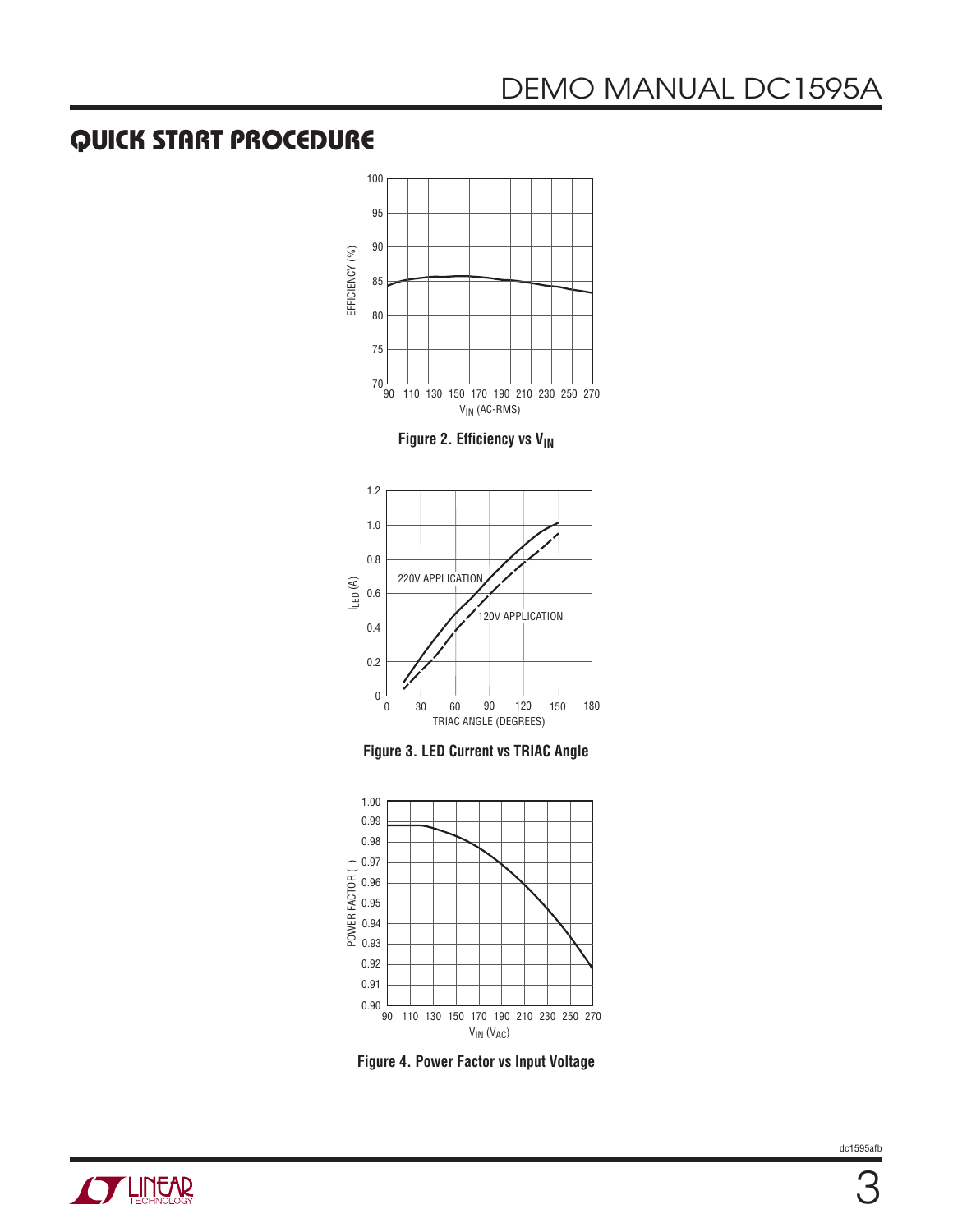## QUICK START PROCEDURE

Figure 2. Efficiency vs $V_{IN}$

Figure 3. LED Current vs TRIAC Angle

Figure 4. Power Factor vs Input Voltage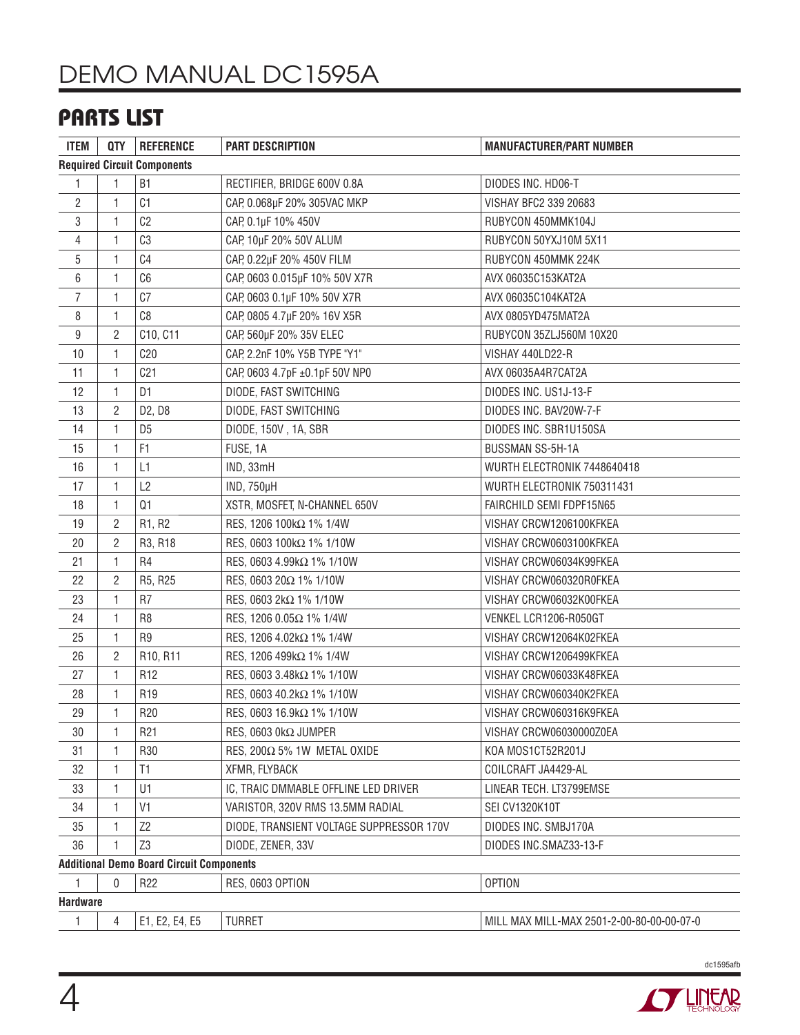## PARTS LIST

| ITEM | QTY | REFERENCE | PART DESCRIPTION | MANUFACTURER/PART NUMBER |
|---|---|---|---|---|
| **Required Circuit Components** | | | | |
| 1 | 1 | B1 | RECTIFIER, BRIDGE 600V 0.8A | DIODES INC. HD06-T |
| 2 | 1 | C1 | CAP, 0.068µF 20% 305VAC MKP | VISHAY BFC2 339 20683 |
| 3 | 1 | C2 | CAP, 0.1µF 10% 450V | RUBYCON 450MMK104J |
| 4 | 1 | C3 | CAP, 10µF 20% 50V ALUM | RUBYCON 50YXJ10M 5X11 |
| 5 | 1 | C4 | CAP, 0.22µF 20% 450V FILM | RUBYCON 450MMK 224K |
| 6 | 1 | C6 | CAP, 0603 0.015µF 10% 50V X7R | AVX 06035C153KAT2A |
| 7 | 1 | C7 | CAP, 0603 0.1µF 10% 50V X7R | AVX 06035C104KAT2A |
| 8 | 1 | C8 | CAP, 0805 4.7µF 20% 16V X5R | AVX 0805YD475MAT2A |
| 9 | 2 | C10, C11 | CAP, 560µF 20% 35V ELEC | RUBYCON 35ZLJ560M 10X20 |
| 10 | 1 | C20 | CAP, 2.2nF 10% Y5B TYPE "Y1" | VISHAY 440LD22-R |
| 11 | 1 | C21 | CAP, 0603 4.7pF ±0.1pF 50V NP0 | AVX 06035A4R7CAT2A |
| 12 | 1 | D1 | DIODE, FAST SWITCHING | DIODES INC. US1J-13-F |
| 13 | 2 | D2, D8 | DIODE, FAST SWITCHING | DIODES INC. BAV20W-7-F |
| 14 | 1 | D5 | DIODE, 150V , 1A, SBR | DIODES INC. SBR1U150SA |
| 15 | 1 | F1 | FUSE, 1A | BUSSMAN SS-5H-1A |
| 16 | 1 | L1 | IND, 33mH | WURTH ELECTRONIK 7448640418 |
| 17 | 1 | L2 | IND, 750µH | WURTH ELECTRONIK 750311431 |
| 18 | 1 | Q1 | XSTR, MOSFET, N-CHANNEL 650V | FAIRCHILD SEMI FDPF15N65 |
| 19 | 2 | R1, R2 | RES, 1206 100kΩ 1% 1/4W | VISHAY CRCW1206100KFKEA |
| 20 | 2 | R3, R18 | RES, 0603 100kΩ 1% 1/10W | VISHAY CRCW0603100KFKEA |
| 21 | 1 | R4 | RES, 0603 4.99kΩ 1% 1/10W | VISHAY CRCW06034K99FKEA |
| 22 | 2 | R5, R25 | RES, 0603 20Ω 1% 1/10W | VISHAY CRCW060320R0FKEA |
| 23 | 1 | R7 | RES, 0603 2kΩ 1% 1/10W | VISHAY CRCW06032K00FKEA |
| 24 | 1 | R8 | RES, 1206 0.05Ω 1% 1/4W | VENKEL LCR1206-R050GT |
| 25 | 1 | R9 | RES, 1206 4.02kΩ 1% 1/4W | VISHAY CRCW12064K02FKEA |
| 26 | 2 | R10, R11 | RES, 1206 499kΩ 1% 1/4W | VISHAY CRCW1206499KFKEA |
| 27 | 1 | R12 | RES, 0603 3.48kΩ 1% 1/10W | VISHAY CRCW06033K48FKEA |
| 28 | 1 | R19 | RES, 0603 40.2kΩ 1% 1/10W | VISHAY CRCW060340K2FKEA |
| 29 | 1 | R20 | RES, 0603 16.9kΩ 1% 1/10W | VISHAY CRCW060316K9FKEA |
| 30 | 1 | R21 | RES, 0603 0kΩ JUMPER | VISHAY CRCW06030000Z0EA |
| 31 | 1 | R30 | RES, 200Ω 5% 1W METAL OXIDE | KOA MOS1CT52R201J |
| 32 | 1 | T1 | XFMR, FLYBACK | COILCRAFT JA4429-AL |
| 33 | 1 | U1 | IC, TRAIC DMMABLE OFFLINE LED DRIVER | LINEAR TECH. LT3799EMSE |
| 34 | 1 | V1 | VARISTOR, 320V RMS 13.5MM RADIAL | SEI CV1320K10T |
| 35 | 1 | Z2 | DIODE, TRANSIENT VOLTAGE SUPPRESSOR 170V | DIODES INC. SMBJ170A |
| 36 | 1 | Z3 | DIODE, ZENER, 33V | DIODES INC.SMAZ33-13-F |
| **Additional Demo Board Circuit Components** | | | | |
| 1 | 0 | R22 | RES, 0603 OPTION | OPTION |
| **Hardware** | | | | |
| 1 | 4 | E1, E2, E4, E5 | TURRET | MILL MAX MILL-MAX 2501-2-00-80-00-00-07-0 |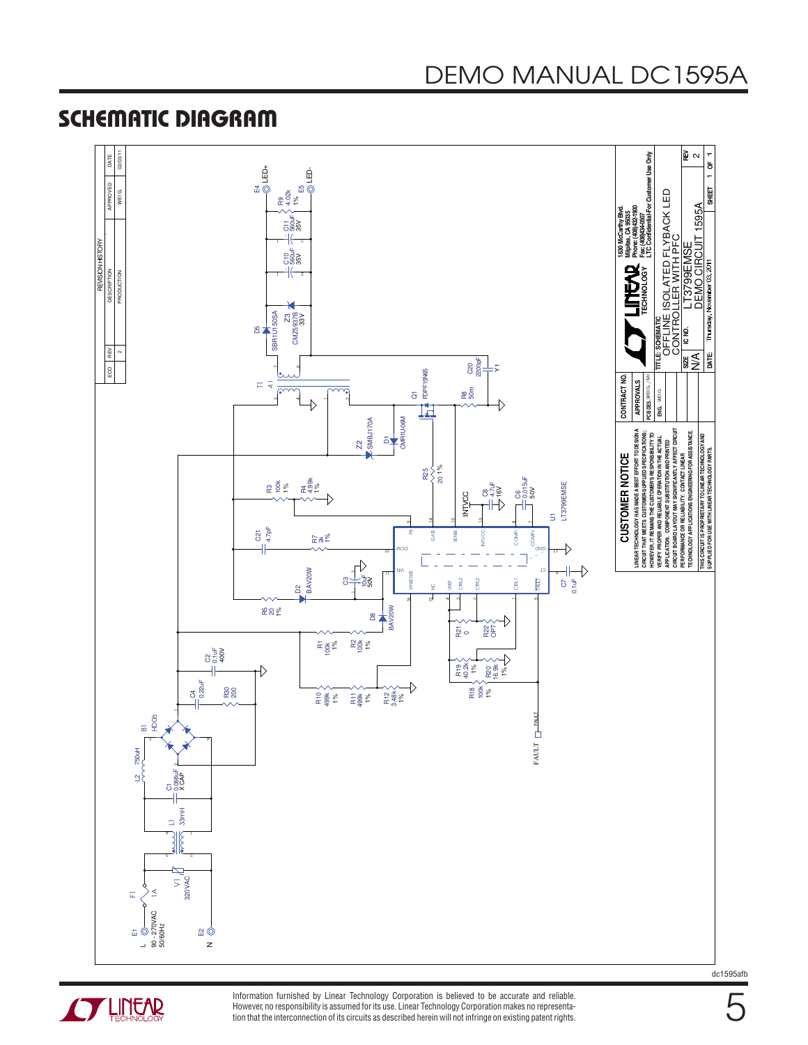## SCHEMATIC DIAGRAM

| ECO | REV | DESCRIPTION | APPROVED | DATE |
|---|---|---|---|---|
| | 2 | PRODUCTION | WEI G. | 02/03/11 |

E1 L 90 - 270VAC 50/60Hz
E2 N
F1 1A
V1 320VAC
L1 33mH
C1 0.068uF X CAP
L2 750uH
B1 HD06
C4 0.22uF
R30 200
C2 0.1uF 400V
R10 499k 1%
R11 499k 1%
R12 3.48k 1%
R1 100k 1%
R2 100k 1%
R5 20 1%
D2 BAV20W
D8 BAV20W
C3 10uF 50V
R3 100k 1%
R4 4.99k 1%
C21 4.7pF
R7 2k 1%
R18 100k 1%
R19 40.2k 1%
R20 16.9k 1%
R21 0
R22 OPT
FAULT
C7 0.1uF
U1 LT3799EMSE
INTVCC
C8 4.7uF 16V
C6 0.015uF 50V
R25 20 1%
Z2 SMBJ170A
D1 CMR1U-06M
Q1 FDPF15N65
R8 50m
C20 2200pF Y1
T1 4:1
D5 SBR1U150SA
Z3 CMZ5937B 33V
C10 560uF 35V
C11 560uF 35V
R9 4.02k 1%
E4 LED+
E5 LED-

**CUSTOMER NOTICE**

LINEAR TECHNOLOGY HAS MADE A BEST EFFORT TO DESIGN A CIRCUIT THAT MEETS CUSTOMER-SUPPLIED SPECIFICATIONS; HOWEVER, IT REMAINS THE CUSTOMER'S RESPONSIBILITY TO VERIFY PROPER AND RELIABLE OPERATION IN THE ACTUAL APPLICATION. COMPONENT SUBSTITUTION AND PRINTED CIRCUIT BOARD LAYOUT MAY SIGNIFICANTLY AFFECT CIRCUIT PERFORMANCE OR RELIABILITY. CONTACT LINEAR TECHNOLOGY APPLICATIONS ENGINEERING FOR ASSISTANCE.

THIS CIRCUIT IS PROPRIETARY TO LINEAR TECHNOLOGY AND SUPPLIED FOR USE WITH LINEAR TECHNOLOGY PARTS.

CONTRACT NO.
APPROVALS
PCB DES. WEI G. / MI
ENG. WEI G.

1630 McCarthy Blvd.
Milpitas, CA 95035
Phone: (408)432-1900
Fax: (408)434-0507
LTC Confidential-For Customer Use Only

TITLE: SCHEMATIC
OFFLINE ISOLATED FLYBACK LED CONTROLLER WITH PFC

SIZE N/A
IC NO. LT3799EMSE
DEMO CIRCUIT 1595A
REV 2

DATE: Thursday, November 03, 2011
SHEET 1 OF 1

Information furnished by Linear Technology Corporation is believed to be accurate and reliable. However, no responsibility is assumed for its use. Linear Technology Corporation makes no representation that the interconnection of its circuits as described herein will not infringe on existing patent rights.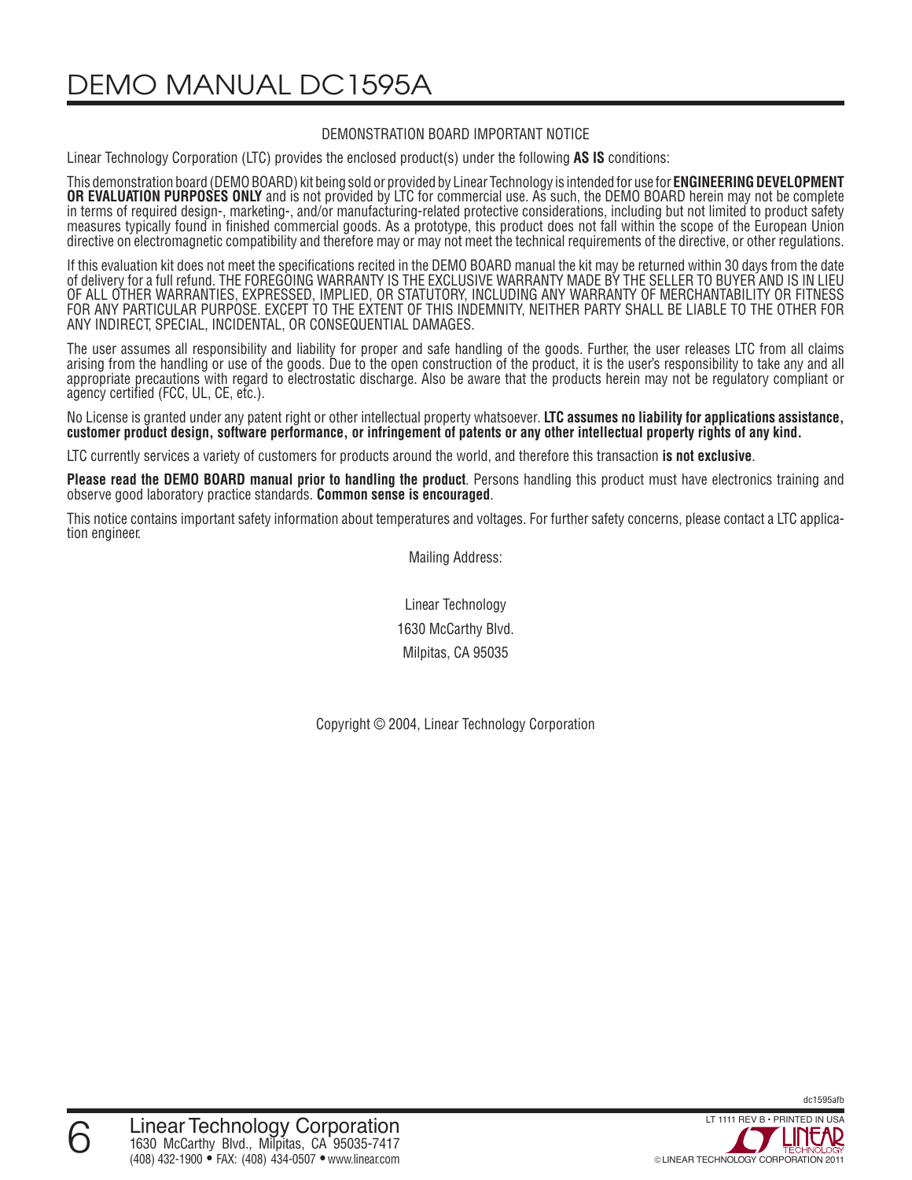DEMONSTRATION BOARD IMPORTANT NOTICE

Linear Technology Corporation (LTC) provides the enclosed product(s) under the following **AS IS** conditions:

This demonstration board (DEMO BOARD) kit being sold or provided by Linear Technology is intended for use for **ENGINEERING DEVELOPMENT OR EVALUATION PURPOSES ONLY** and is not provided by LTC for commercial use. As such, the DEMO BOARD herein may not be complete in terms of required design-, marketing-, and/or manufacturing-related protective considerations, including but not limited to product safety measures typically found in finished commercial goods. As a prototype, this product does not fall within the scope of the European Union directive on electromagnetic compatibility and therefore may or may not meet the technical requirements of the directive, or other regulations.

If this evaluation kit does not meet the specifications recited in the DEMO BOARD manual the kit may be returned within 30 days from the date of delivery for a full refund. THE FOREGOING WARRANTY IS THE EXCLUSIVE WARRANTY MADE BY THE SELLER TO BUYER AND IS IN LIEU OF ALL OTHER WARRANTIES, EXPRESSED, IMPLIED, OR STATUTORY, INCLUDING ANY WARRANTY OF MERCHANTABILITY OR FITNESS FOR ANY PARTICULAR PURPOSE. EXCEPT TO THE EXTENT OF THIS INDEMNITY, NEITHER PARTY SHALL BE LIABLE TO THE OTHER FOR ANY INDIRECT, SPECIAL, INCIDENTAL, OR CONSEQUENTIAL DAMAGES.

The user assumes all responsibility and liability for proper and safe handling of the goods. Further, the user releases LTC from all claims arising from the handling or use of the goods. Due to the open construction of the product, it is the user's responsibility to take any and all appropriate precautions with regard to electrostatic discharge. Also be aware that the products herein may not be regulatory compliant or agency certified (FCC, UL, CE, etc.).

No License is granted under any patent right or other intellectual property whatsoever. **LTC assumes no liability for applications assistance, customer product design, software performance, or infringement of patents or any other intellectual property rights of any kind.**

LTC currently services a variety of customers for products around the world, and therefore this transaction **is not exclusive**.

**Please read the DEMO BOARD manual prior to handling the product**. Persons handling this product must have electronics training and observe good laboratory practice standards. **Common sense is encouraged**.

This notice contains important safety information about temperatures and voltages. For further safety concerns, please contact a LTC application engineer.

Mailing Address:

Linear Technology
1630 McCarthy Blvd.
Milpitas, CA 95035

Copyright © 2004, Linear Technology Corporation